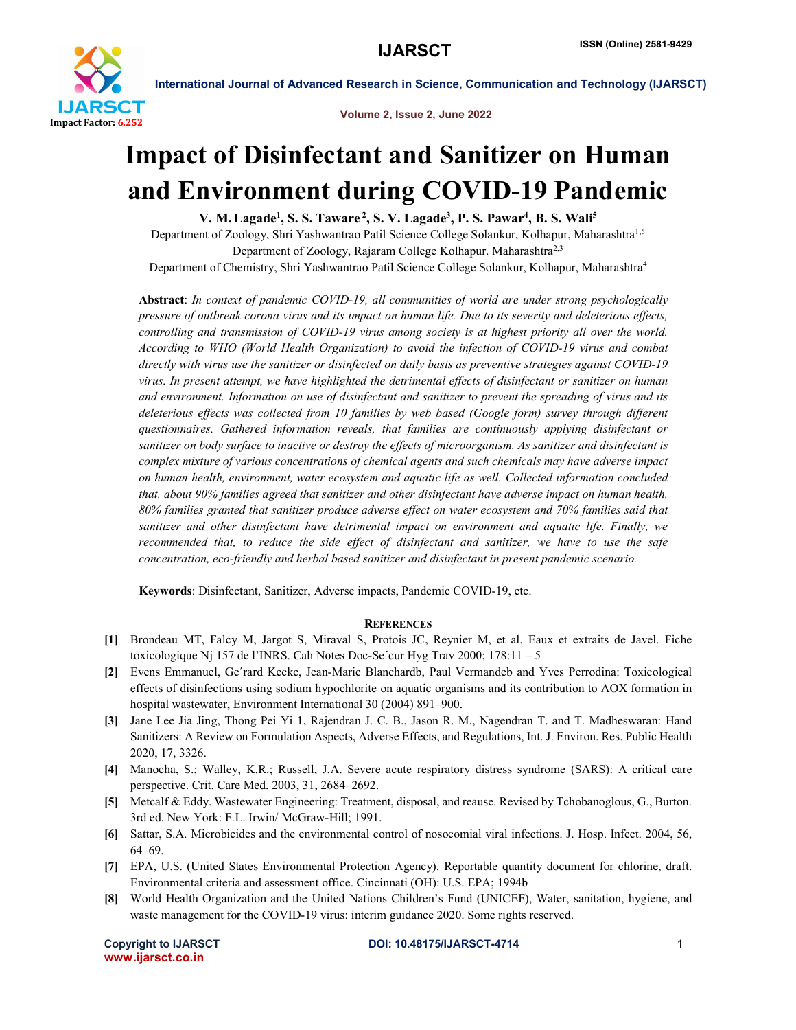# Impact of Disinfectant and Sanitizer on Human and Environment during COVID-19 Pandemic

**V. M. Lagade[1], S. S. Taware[2], S. V. Lagade[3], P. S. Pawar[4], B. S. Wali[5]**

Department of Zoology, Shri Yashwantrao Patil Science College Solankur, Kolhapur, Maharashtra[1,5]
Department of Zoology, Rajaram College Kolhapur. Maharashtra[2,3]
Department of Chemistry, Shri Yashwantrao Patil Science College Solankur, Kolhapur, Maharashtra[4]

**Abstract**: *In context of pandemic COVID-19, all communities of world are under strong psychologically pressure of outbreak corona virus and its impact on human life. Due to its severity and deleterious effects, controlling and transmission of COVID-19 virus among society is at highest priority all over the world. According to WHO (World Health Organization) to avoid the infection of COVID-19 virus and combat directly with virus use the sanitizer or disinfected on daily basis as preventive strategies against COVID-19 virus. In present attempt, we have highlighted the detrimental effects of disinfectant or sanitizer on human and environment. Information on use of disinfectant and sanitizer to prevent the spreading of virus and its deleterious effects was collected from 10 families by web based (Google form) survey through different questionnaires. Gathered information reveals, that families are continuously applying disinfectant or sanitizer on body surface to inactive or destroy the effects of microorganism. As sanitizer and disinfectant is complex mixture of various concentrations of chemical agents and such chemicals may have adverse impact on human health, environment, water ecosystem and aquatic life as well. Collected information concluded that, about 90% families agreed that sanitizer and other disinfectant have adverse impact on human health, 80% families granted that sanitizer produce adverse effect on water ecosystem and 70% families said that sanitizer and other disinfectant have detrimental impact on environment and aquatic life. Finally, we recommended that, to reduce the side effect of disinfectant and sanitizer, we have to use the safe concentration, eco-friendly and herbal based sanitizer and disinfectant in present pandemic scenario.*

**Keywords**: Disinfectant, Sanitizer, Adverse impacts, Pandemic COVID-19, etc.

## References

[1] Brondeau MT, Falcy M, Jargot S, Miraval S, Protois JC, Reynier M, et al. Eaux et extraits de Javel. Fiche toxicologique Nj 157 de l'INRS. Cah Notes Doc-Se´cur Hyg Trav 2000; 178:11 – 5

[2] Evens Emmanuel, Ge´rard Keckc, Jean-Marie Blanchardb, Paul Vermandeb and Yves Perrodina: Toxicological effects of disinfections using sodium hypochlorite on aquatic organisms and its contribution to AOX formation in hospital wastewater, Environment International 30 (2004) 891–900.

[3] Jane Lee Jia Jing, Thong Pei Yi 1, Rajendran J. C. B., Jason R. M., Nagendran T. and T. Madheswaran: Hand Sanitizers: A Review on Formulation Aspects, Adverse Effects, and Regulations, Int. J. Environ. Res. Public Health 2020, 17, 3326.

[4] Manocha, S.; Walley, K.R.; Russell, J.A. Severe acute respiratory distress syndrome (SARS): A critical care perspective. Crit. Care Med. 2003, 31, 2684–2692.

[5] Metcalf & Eddy. Wastewater Engineering: Treatment, disposal, and reause. Revised by Tchobanoglous, G., Burton. 3rd ed. New York: F.L. Irwin/ McGraw-Hill; 1991.

[6] Sattar, S.A. Microbicides and the environmental control of nosocomial viral infections. J. Hosp. Infect. 2004, 56, 64–69.

[7] EPA, U.S. (United States Environmental Protection Agency). Reportable quantity document for chlorine, draft. Environmental criteria and assessment office. Cincinnati (OH): U.S. EPA; 1994b

[8] World Health Organization and the United Nations Children's Fund (UNICEF), Water, sanitation, hygiene, and waste management for the COVID-19 virus: interim guidance 2020. Some rights reserved.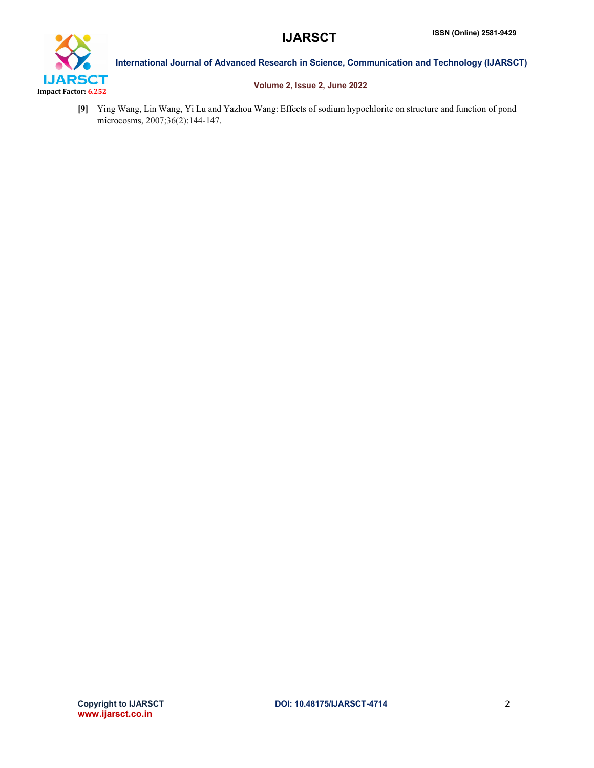[9] Ying Wang, Lin Wang, Yi Lu and Yazhou Wang: Effects of sodium hypochlorite on structure and function of pond microcosms, 2007;36(2):144-147.